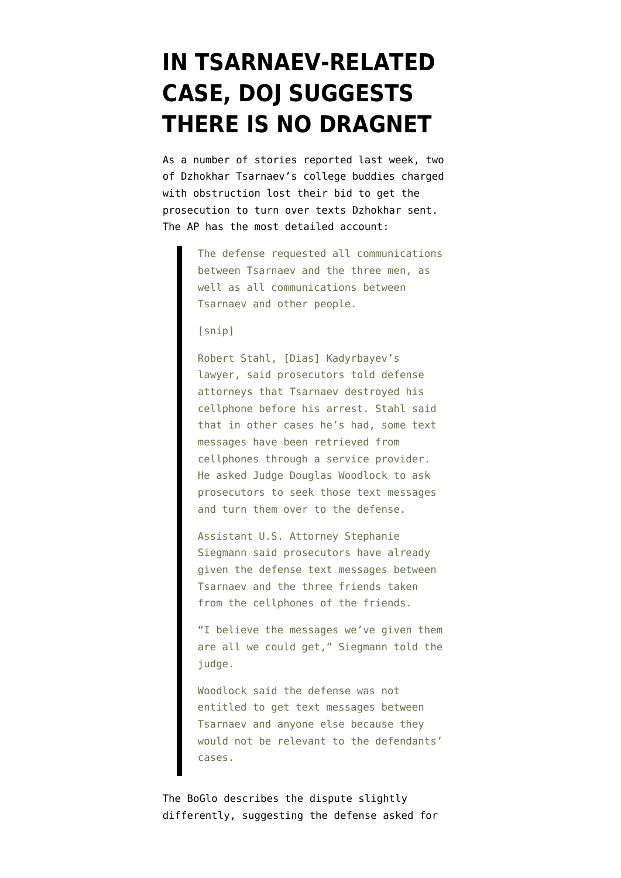# IN TSARNAEV-RELATED CASE, DOJ SUGGESTS THERE IS NO DRAGNET

As a number of stories reported last week, two of Dzhokhar Tsarnaev's college buddies charged with obstruction lost their bid to get the prosecution to turn over texts Dzhokhar sent. The AP has the most detailed account:

> The defense requested all communications between Tsarnaev and the three men, as well as all communications between Tsarnaev and other people.
>
> [snip]
>
> Robert Stahl, [Dias] Kadyrbayev's lawyer, said prosecutors told defense attorneys that Tsarnaev destroyed his cellphone before his arrest. Stahl said that in other cases he's had, some text messages have been retrieved from cellphones through a service provider. He asked Judge Douglas Woodlock to ask prosecutors to seek those text messages and turn them over to the defense.
>
> Assistant U.S. Attorney Stephanie Siegmann said prosecutors have already given the defense text messages between Tsarnaev and the three friends taken from the cellphones of the friends.
>
> "I believe the messages we've given them are all we could get," Siegmann told the judge.
>
> Woodlock said the defense was not entitled to get text messages between Tsarnaev and anyone else because they would not be relevant to the defendants' cases.

The BoGlo describes the dispute slightly differently, suggesting the defense asked for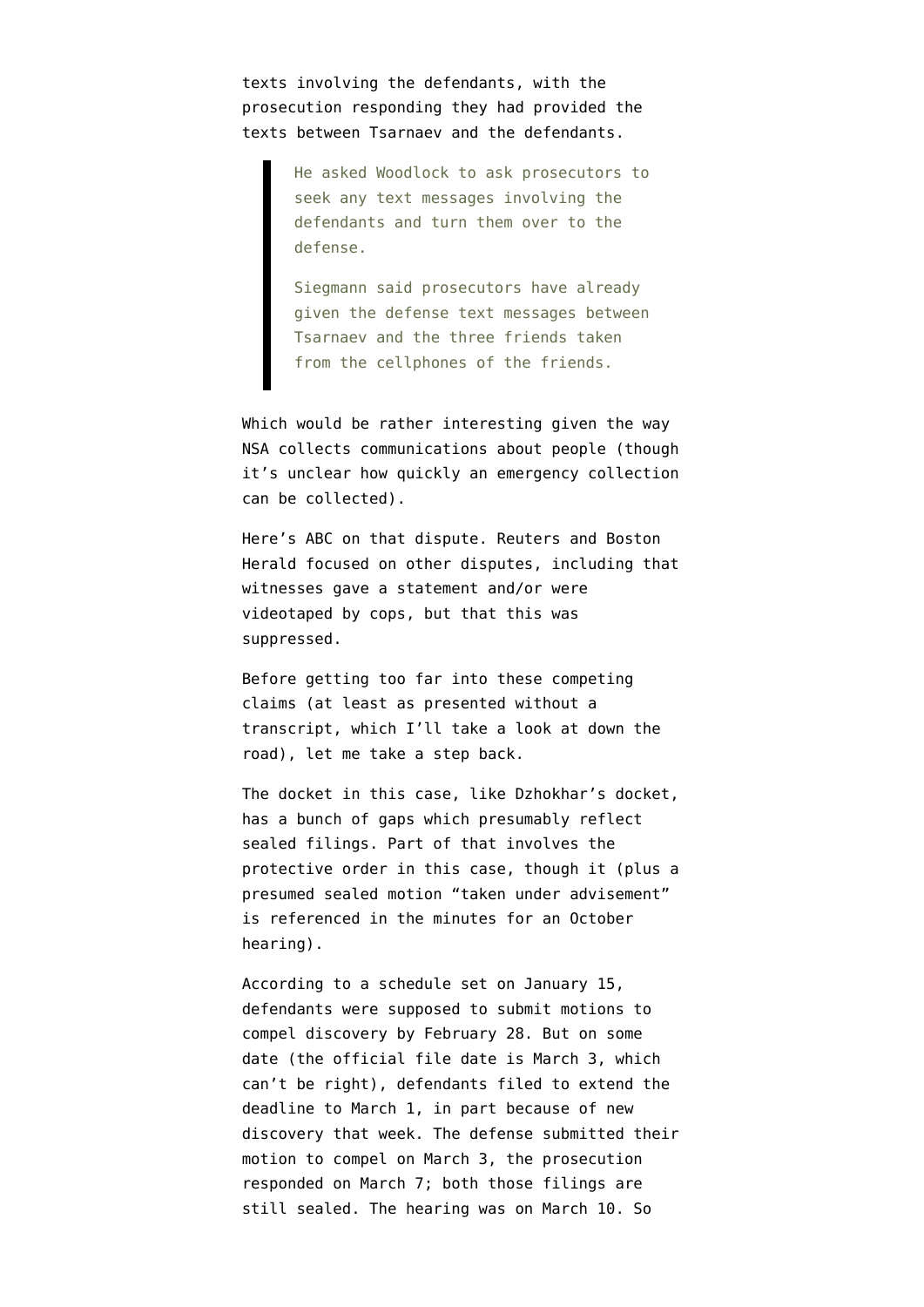texts involving the defendants, with the prosecution responding they had provided the texts between Tsarnaev and the defendants.

> He asked Woodlock to ask prosecutors to seek any text messages involving the defendants and turn them over to the defense.
>
> Siegmann said prosecutors have already given the defense text messages between Tsarnaev and the three friends taken from the cellphones of the friends.

Which would be rather interesting given the way NSA collects communications about people (though it's unclear how quickly an emergency collection can be collected).

Here's ABC on that dispute. Reuters and Boston Herald focused on other disputes, including that witnesses gave a statement and/or were videotaped by cops, but that this was suppressed.

Before getting too far into these competing claims (at least as presented without a transcript, which I'll take a look at down the road), let me take a step back.

The docket in this case, like Dzhokhar's docket, has a bunch of gaps which presumably reflect sealed filings. Part of that involves the protective order in this case, though it (plus a presumed sealed motion "taken under advisement" is referenced in the minutes for an October hearing).

According to a schedule set on January 15, defendants were supposed to submit motions to compel discovery by February 28. But on some date (the official file date is March 3, which can't be right), defendants filed to extend the deadline to March 1, in part because of new discovery that week. The defense submitted their motion to compel on March 3, the prosecution responded on March 7; both those filings are still sealed. The hearing was on March 10. So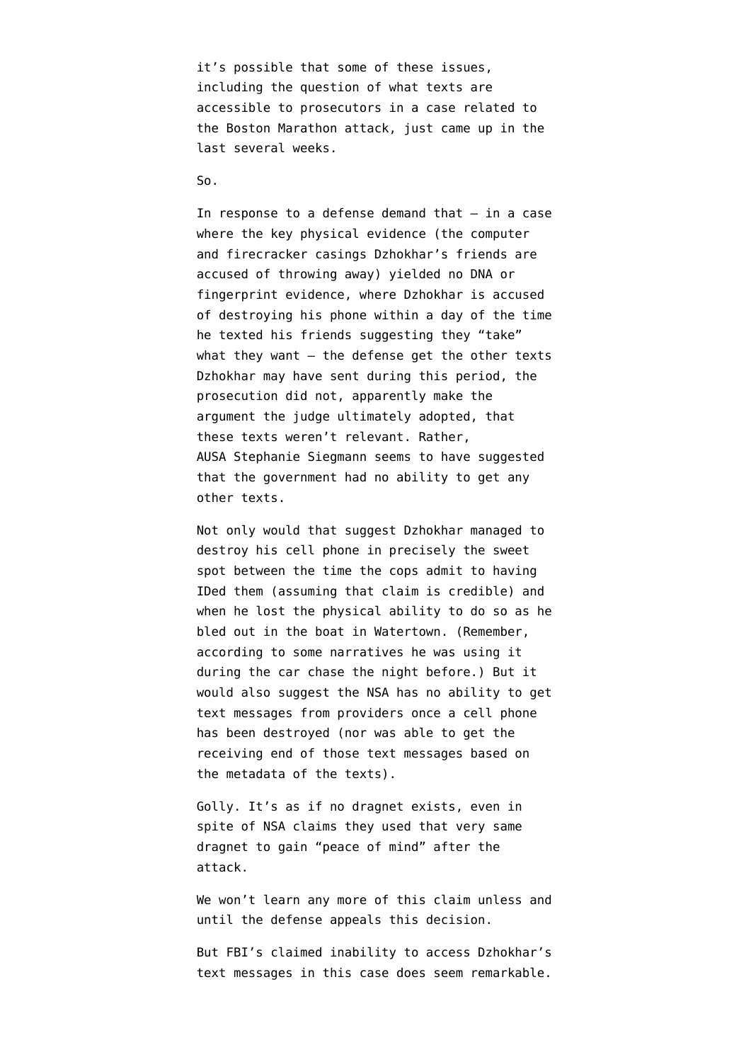it's possible that some of these issues, including the question of what texts are accessible to prosecutors in a case related to the Boston Marathon attack, just came up in the last several weeks.

So.

In response to a defense demand that — in a case where the key physical evidence (the computer and firecracker casings Dzhokhar's friends are accused of throwing away) yielded no DNA or fingerprint evidence, where Dzhokhar is accused of destroying his phone within a day of the time he texted his friends suggesting they "take" what they want — the defense get the other texts Dzhokhar may have sent during this period, the prosecution did not, apparently make the argument the judge ultimately adopted, that these texts weren't relevant. Rather, AUSA Stephanie Siegmann seems to have suggested that the government had no ability to get any other texts.

Not only would that suggest Dzhokhar managed to destroy his cell phone in precisely the sweet spot between the time the cops admit to having IDed them (assuming that claim is credible) and when he lost the physical ability to do so as he bled out in the boat in Watertown. (Remember, according to some narratives he was using it during the car chase the night before.) But it would also suggest the NSA has no ability to get text messages from providers once a cell phone has been destroyed (nor was able to get the receiving end of those text messages based on the metadata of the texts).

Golly. It's as if no dragnet exists, even in spite of NSA claims they used that very same dragnet to gain "peace of mind" after the attack.

We won't learn any more of this claim unless and until the defense appeals this decision.

But FBI's claimed inability to access Dzhokhar's text messages in this case does seem remarkable.